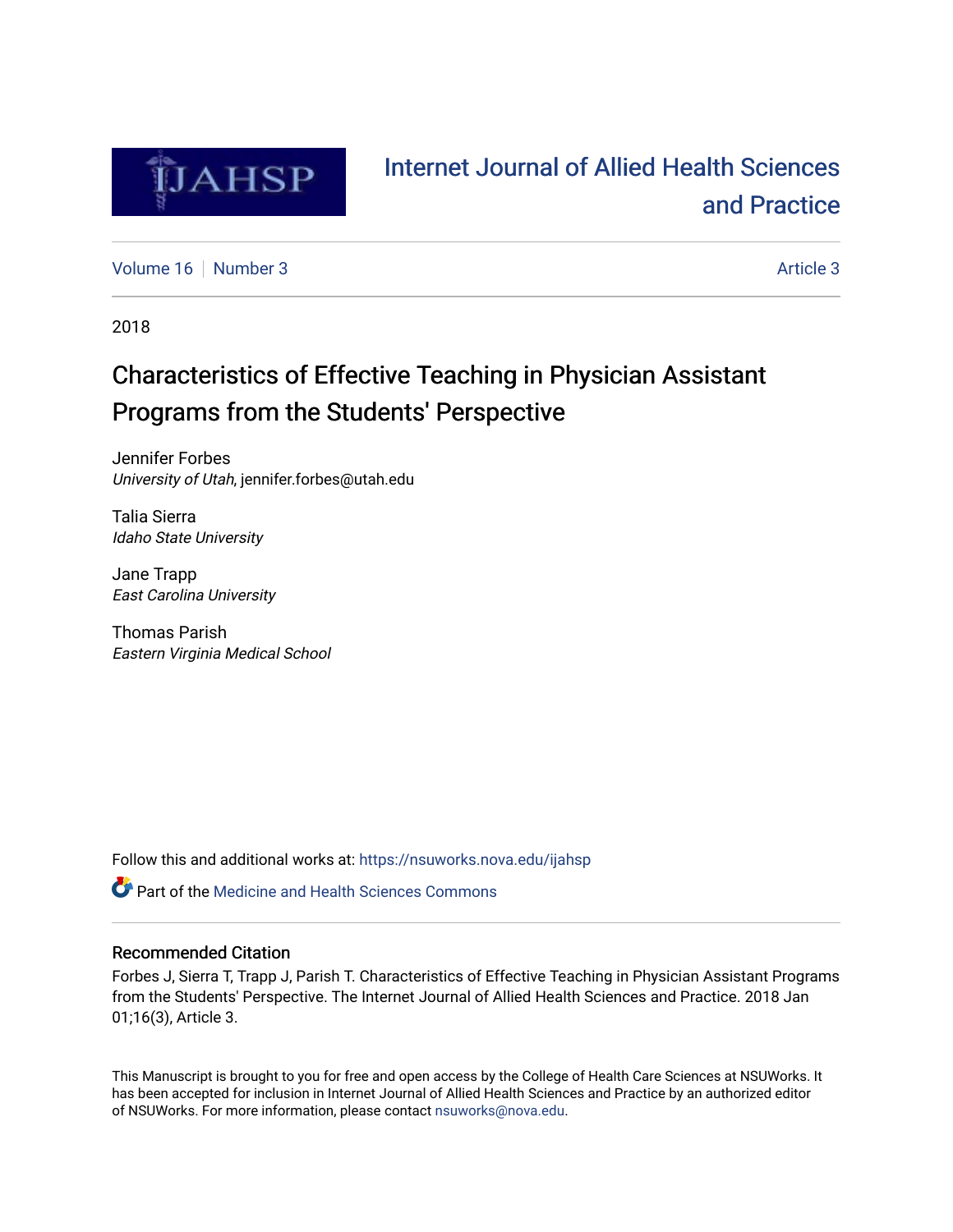Internet Journal of Allied Health Sciences and Practice

Volume 16 | Number 3 | Article 3

2018

# Characteristics of Effective Teaching in Physician Assistant Programs from the Students' Perspective

Jennifer Forbes
*University of Utah*, jennifer.forbes@utah.edu

Talia Sierra
*Idaho State University*

Jane Trapp
*East Carolina University*

Thomas Parish
*Eastern Virginia Medical School*

Follow this and additional works at: https://nsuworks.nova.edu/ijahsp

Part of the Medicine and Health Sciences Commons

## Recommended Citation

Forbes J, Sierra T, Trapp J, Parish T. Characteristics of Effective Teaching in Physician Assistant Programs from the Students' Perspective. The Internet Journal of Allied Health Sciences and Practice. 2018 Jan 01;16(3), Article 3.

This Manuscript is brought to you for free and open access by the College of Health Care Sciences at NSUWorks. It has been accepted for inclusion in Internet Journal of Allied Health Sciences and Practice by an authorized editor of NSUWorks. For more information, please contact nsuworks@nova.edu.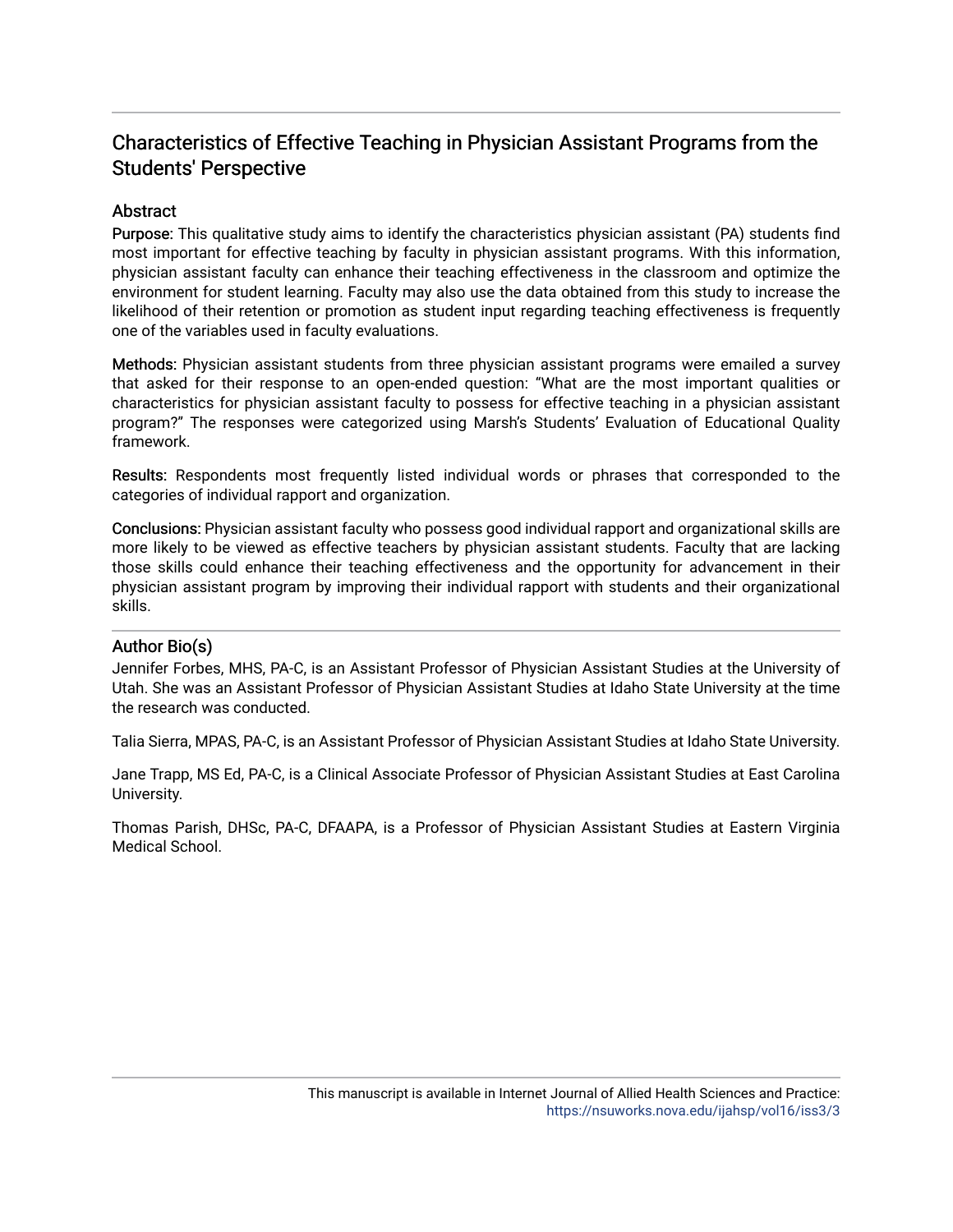# Characteristics of Effective Teaching in Physician Assistant Programs from the Students' Perspective

## Abstract

**Purpose:** This qualitative study aims to identify the characteristics physician assistant (PA) students find most important for effective teaching by faculty in physician assistant programs. With this information, physician assistant faculty can enhance their teaching effectiveness in the classroom and optimize the environment for student learning. Faculty may also use the data obtained from this study to increase the likelihood of their retention or promotion as student input regarding teaching effectiveness is frequently one of the variables used in faculty evaluations.

**Methods:** Physician assistant students from three physician assistant programs were emailed a survey that asked for their response to an open-ended question: "What are the most important qualities or characteristics for physician assistant faculty to possess for effective teaching in a physician assistant program?" The responses were categorized using Marsh's Students' Evaluation of Educational Quality framework.

**Results:** Respondents most frequently listed individual words or phrases that corresponded to the categories of individual rapport and organization.

**Conclusions:** Physician assistant faculty who possess good individual rapport and organizational skills are more likely to be viewed as effective teachers by physician assistant students. Faculty that are lacking those skills could enhance their teaching effectiveness and the opportunity for advancement in their physician assistant program by improving their individual rapport with students and their organizational skills.

## Author Bio(s)

Jennifer Forbes, MHS, PA-C, is an Assistant Professor of Physician Assistant Studies at the University of Utah. She was an Assistant Professor of Physician Assistant Studies at Idaho State University at the time the research was conducted.

Talia Sierra, MPAS, PA-C, is an Assistant Professor of Physician Assistant Studies at Idaho State University.

Jane Trapp, MS Ed, PA-C, is a Clinical Associate Professor of Physician Assistant Studies at East Carolina University.

Thomas Parish, DHSc, PA-C, DFAAPA, is a Professor of Physician Assistant Studies at Eastern Virginia Medical School.

This manuscript is available in Internet Journal of Allied Health Sciences and Practice: https://nsuworks.nova.edu/ijahsp/vol16/iss3/3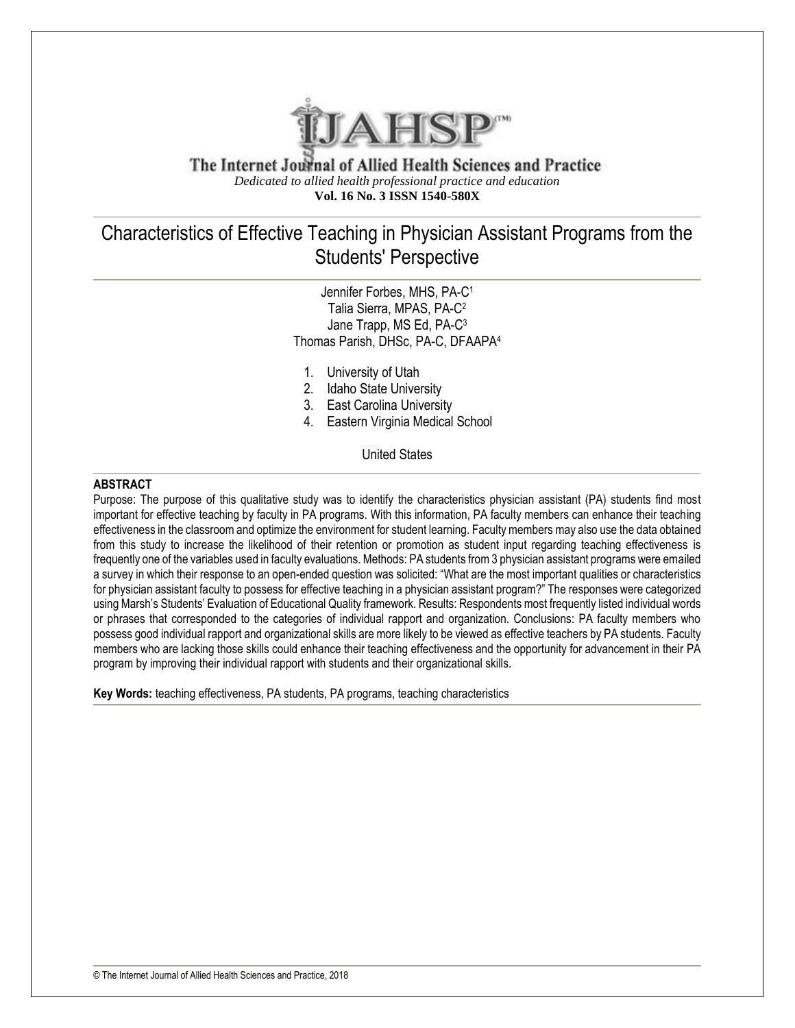# Characteristics of Effective Teaching in Physician Assistant Programs from the Students' Perspective

Jennifer Forbes, MHS, PA-C[1]
Talia Sierra, MPAS, PA-C[2]
Jane Trapp, MS Ed, PA-C[3]
Thomas Parish, DHSc, PA-C, DFAAPA[4]

1. University of Utah
2. Idaho State University
3. East Carolina University
4. Eastern Virginia Medical School

United States

## ABSTRACT

Purpose: The purpose of this qualitative study was to identify the characteristics physician assistant (PA) students find most important for effective teaching by faculty in PA programs. With this information, PA faculty members can enhance their teaching effectiveness in the classroom and optimize the environment for student learning. Faculty members may also use the data obtained from this study to increase the likelihood of their retention or promotion as student input regarding teaching effectiveness is frequently one of the variables used in faculty evaluations. Methods: PA students from 3 physician assistant programs were emailed a survey in which their response to an open-ended question was solicited: "What are the most important qualities or characteristics for physician assistant faculty to possess for effective teaching in a physician assistant program?" The responses were categorized using Marsh's Students' Evaluation of Educational Quality framework. Results: Respondents most frequently listed individual words or phrases that corresponded to the categories of individual rapport and organization. Conclusions: PA faculty members who possess good individual rapport and organizational skills are more likely to be viewed as effective teachers by PA students. Faculty members who are lacking those skills could enhance their teaching effectiveness and the opportunity for advancement in their PA program by improving their individual rapport with students and their organizational skills.

**Key Words:** teaching effectiveness, PA students, PA programs, teaching characteristics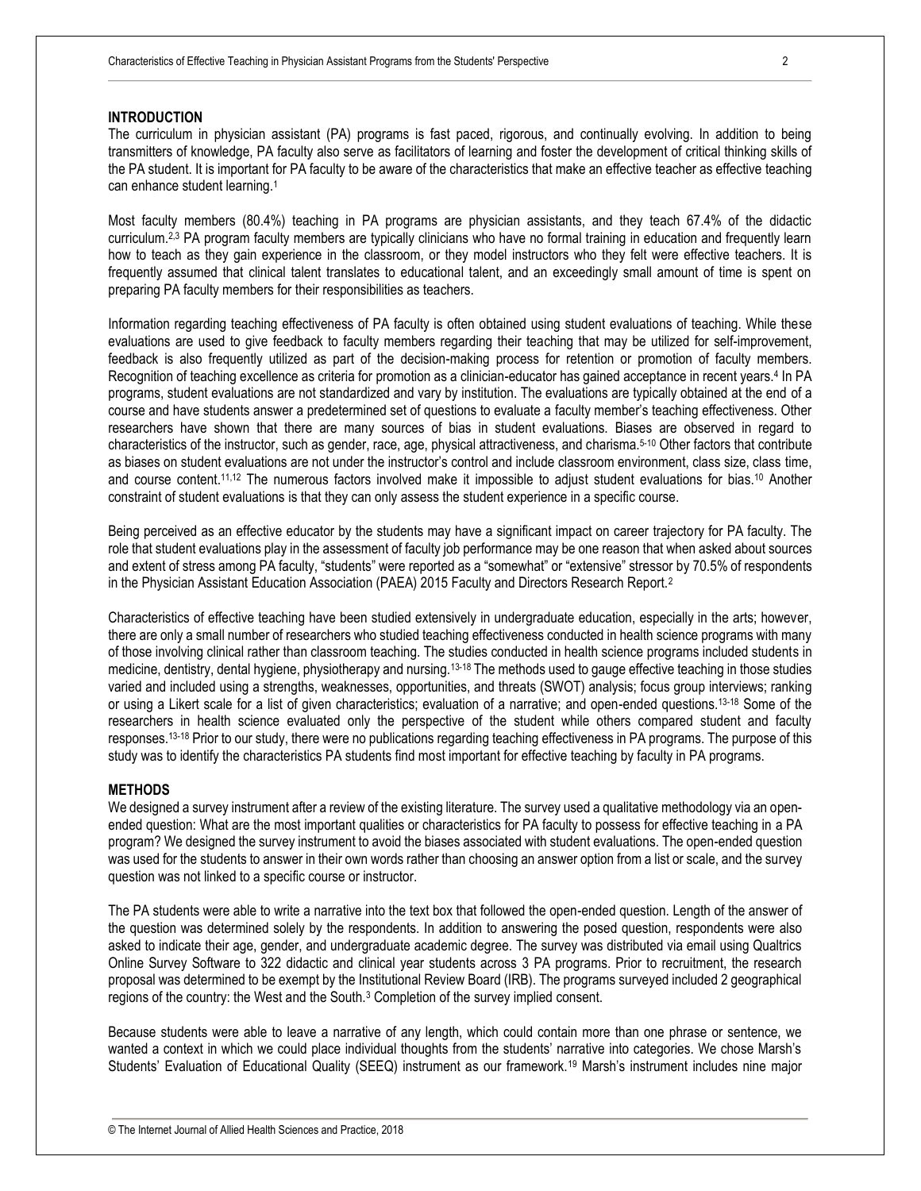## INTRODUCTION

The curriculum in physician assistant (PA) programs is fast paced, rigorous, and continually evolving. In addition to being transmitters of knowledge, PA faculty also serve as facilitators of learning and foster the development of critical thinking skills of the PA student. It is important for PA faculty to be aware of the characteristics that make an effective teacher as effective teaching can enhance student learning.[1]

Most faculty members (80.4%) teaching in PA programs are physician assistants, and they teach 67.4% of the didactic curriculum.[2,3] PA program faculty members are typically clinicians who have no formal training in education and frequently learn how to teach as they gain experience in the classroom, or they model instructors who they felt were effective teachers. It is frequently assumed that clinical talent translates to educational talent, and an exceedingly small amount of time is spent on preparing PA faculty members for their responsibilities as teachers.

Information regarding teaching effectiveness of PA faculty is often obtained using student evaluations of teaching. While these evaluations are used to give feedback to faculty members regarding their teaching that may be utilized for self-improvement, feedback is also frequently utilized as part of the decision-making process for retention or promotion of faculty members. Recognition of teaching excellence as criteria for promotion as a clinician-educator has gained acceptance in recent years.[4] In PA programs, student evaluations are not standardized and vary by institution. The evaluations are typically obtained at the end of a course and have students answer a predetermined set of questions to evaluate a faculty member's teaching effectiveness. Other researchers have shown that there are many sources of bias in student evaluations. Biases are observed in regard to characteristics of the instructor, such as gender, race, age, physical attractiveness, and charisma.[5-10] Other factors that contribute as biases on student evaluations are not under the instructor's control and include classroom environment, class size, class time, and course content.[11,12] The numerous factors involved make it impossible to adjust student evaluations for bias.[10] Another constraint of student evaluations is that they can only assess the student experience in a specific course.

Being perceived as an effective educator by the students may have a significant impact on career trajectory for PA faculty. The role that student evaluations play in the assessment of faculty job performance may be one reason that when asked about sources and extent of stress among PA faculty, "students" were reported as a "somewhat" or "extensive" stressor by 70.5% of respondents in the Physician Assistant Education Association (PAEA) 2015 Faculty and Directors Research Report.[2]

Characteristics of effective teaching have been studied extensively in undergraduate education, especially in the arts; however, there are only a small number of researchers who studied teaching effectiveness conducted in health science programs with many of those involving clinical rather than classroom teaching. The studies conducted in health science programs included students in medicine, dentistry, dental hygiene, physiotherapy and nursing.[13-18] The methods used to gauge effective teaching in those studies varied and included using a strengths, weaknesses, opportunities, and threats (SWOT) analysis; focus group interviews; ranking or using a Likert scale for a list of given characteristics; evaluation of a narrative; and open-ended questions.[13-18] Some of the researchers in health science evaluated only the perspective of the student while others compared student and faculty responses.[13-18] Prior to our study, there were no publications regarding teaching effectiveness in PA programs. The purpose of this study was to identify the characteristics PA students find most important for effective teaching by faculty in PA programs.

## METHODS

We designed a survey instrument after a review of the existing literature. The survey used a qualitative methodology via an open-ended question: What are the most important qualities or characteristics for PA faculty to possess for effective teaching in a PA program? We designed the survey instrument to avoid the biases associated with student evaluations. The open-ended question was used for the students to answer in their own words rather than choosing an answer option from a list or scale, and the survey question was not linked to a specific course or instructor.

The PA students were able to write a narrative into the text box that followed the open-ended question. Length of the answer of the question was determined solely by the respondents. In addition to answering the posed question, respondents were also asked to indicate their age, gender, and undergraduate academic degree. The survey was distributed via email using Qualtrics Online Survey Software to 322 didactic and clinical year students across 3 PA programs. Prior to recruitment, the research proposal was determined to be exempt by the Institutional Review Board (IRB). The programs surveyed included 2 geographical regions of the country: the West and the South.[3] Completion of the survey implied consent.

Because students were able to leave a narrative of any length, which could contain more than one phrase or sentence, we wanted a context in which we could place individual thoughts from the students' narrative into categories. We chose Marsh's Students' Evaluation of Educational Quality (SEEQ) instrument as our framework.[19] Marsh's instrument includes nine major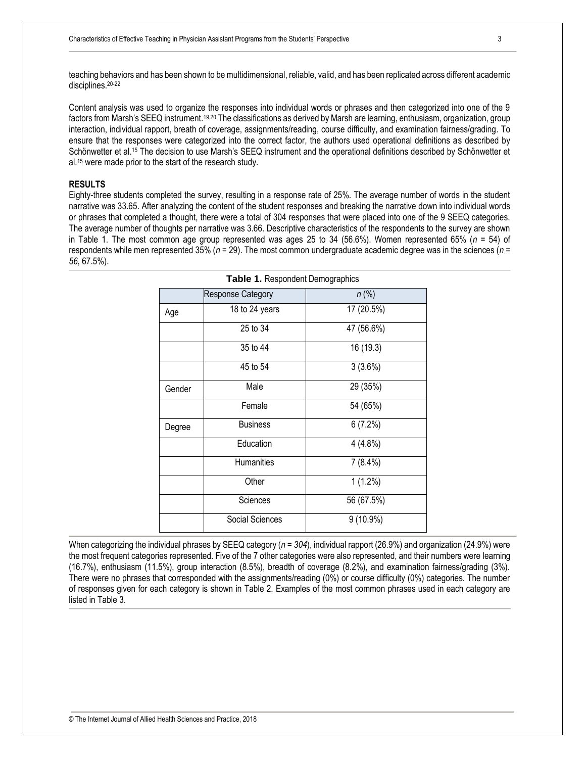teaching behaviors and has been shown to be multidimensional, reliable, valid, and has been replicated across different academic disciplines.[20-22]

Content analysis was used to organize the responses into individual words or phrases and then categorized into one of the 9 factors from Marsh's SEEQ instrument.[19,20] The classifications as derived by Marsh are learning, enthusiasm, organization, group interaction, individual rapport, breath of coverage, assignments/reading, course difficulty, and examination fairness/grading. To ensure that the responses were categorized into the correct factor, the authors used operational definitions as described by Schönwetter et al.[15] The decision to use Marsh's SEEQ instrument and the operational definitions described by Schönwetter et al.[15] were made prior to the start of the research study.

## RESULTS

Eighty-three students completed the survey, resulting in a response rate of 25%. The average number of words in the student narrative was 33.65. After analyzing the content of the student responses and breaking the narrative down into individual words or phrases that completed a thought, there were a total of 304 responses that were placed into one of the 9 SEEQ categories. The average number of thoughts per narrative was 3.66. Descriptive characteristics of the respondents to the survey are shown in Table 1. The most common age group represented was ages 25 to 34 (56.6%). Women represented 65% (*n* = 54) of respondents while men represented 35% (*n* = 29). The most common undergraduate academic degree was in the sciences (*n = 56*, 67.5%).

**Table 1.** Respondent Demographics

| | Response Category | *n* (%) |
|---|---|---|
| Age | 18 to 24 years | 17 (20.5%) |
| | 25 to 34 | 47 (56.6%) |
| | 35 to 44 | 16 (19.3) |
| | 45 to 54 | 3 (3.6%) |
| Gender | Male | 29 (35%) |
| | Female | 54 (65%) |
| Degree | Business | 6 (7.2%) |
| | Education | 4 (4.8%) |
| | Humanities | 7 (8.4%) |
| | Other | 1 (1.2%) |
| | Sciences | 56 (67.5%) |
| | Social Sciences | 9 (10.9%) |

When categorizing the individual phrases by SEEQ category (*n = 304*), individual rapport (26.9%) and organization (24.9%) were the most frequent categories represented. Five of the 7 other categories were also represented, and their numbers were learning (16.7%), enthusiasm (11.5%), group interaction (8.5%), breadth of coverage (8.2%), and examination fairness/grading (3%). There were no phrases that corresponded with the assignments/reading (0%) or course difficulty (0%) categories. The number of responses given for each category is shown in Table 2. Examples of the most common phrases used in each category are listed in Table 3.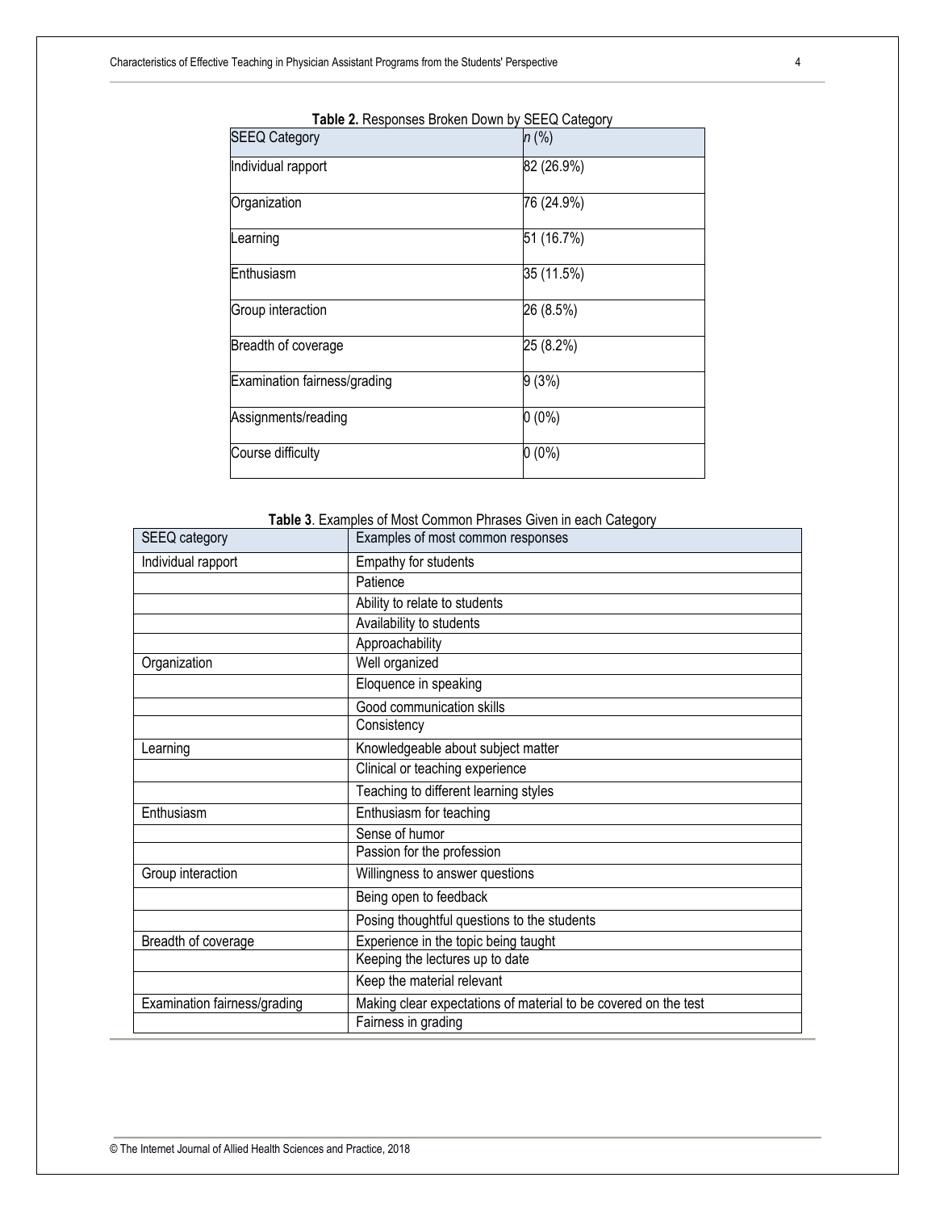**Table 2.** Responses Broken Down by SEEQ Category

| SEEQ Category | *n* (%) |
|---|---|
| Individual rapport | 82 (26.9%) |
| Organization | 76 (24.9%) |
| Learning | 51 (16.7%) |
| Enthusiasm | 35 (11.5%) |
| Group interaction | 26 (8.5%) |
| Breadth of coverage | 25 (8.2%) |
| Examination fairness/grading | 9 (3%) |
| Assignments/reading | 0 (0%) |
| Course difficulty | 0 (0%) |

**Table 3**. Examples of Most Common Phrases Given in each Category

| SEEQ category | Examples of most common responses |
|---|---|
| Individual rapport | Empathy for students |
| | Patience |
| | Ability to relate to students |
| | Availability to students |
| | Approachability |
| Organization | Well organized |
| | Eloquence in speaking |
| | Good communication skills |
| | Consistency |
| Learning | Knowledgeable about subject matter |
| | Clinical or teaching experience |
| | Teaching to different learning styles |
| Enthusiasm | Enthusiasm for teaching |
| | Sense of humor |
| | Passion for the profession |
| Group interaction | Willingness to answer questions |
| | Being open to feedback |
| | Posing thoughtful questions to the students |
| Breadth of coverage | Experience in the topic being taught |
| | Keeping the lectures up to date |
| | Keep the material relevant |
| Examination fairness/grading | Making clear expectations of material to be covered on the test |
| | Fairness in grading |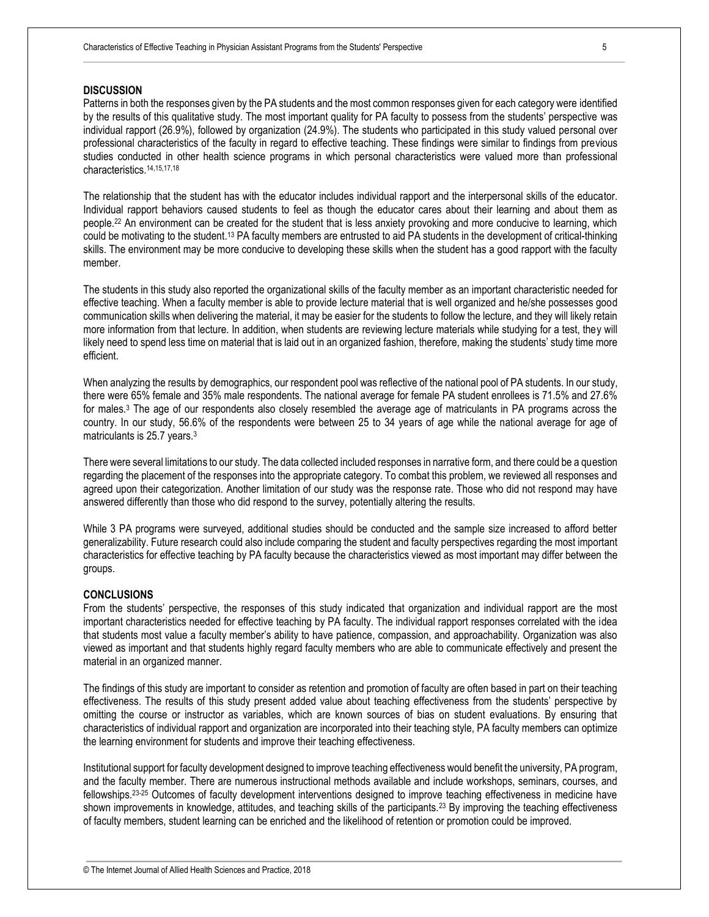## DISCUSSION

Patterns in both the responses given by the PA students and the most common responses given for each category were identified by the results of this qualitative study. The most important quality for PA faculty to possess from the students' perspective was individual rapport (26.9%), followed by organization (24.9%). The students who participated in this study valued personal over professional characteristics of the faculty in regard to effective teaching. These findings were similar to findings from previous studies conducted in other health science programs in which personal characteristics were valued more than professional characteristics.[14,15,17,18]

The relationship that the student has with the educator includes individual rapport and the interpersonal skills of the educator. Individual rapport behaviors caused students to feel as though the educator cares about their learning and about them as people.[22] An environment can be created for the student that is less anxiety provoking and more conducive to learning, which could be motivating to the student.[13] PA faculty members are entrusted to aid PA students in the development of critical-thinking skills. The environment may be more conducive to developing these skills when the student has a good rapport with the faculty member.

The students in this study also reported the organizational skills of the faculty member as an important characteristic needed for effective teaching. When a faculty member is able to provide lecture material that is well organized and he/she possesses good communication skills when delivering the material, it may be easier for the students to follow the lecture, and they will likely retain more information from that lecture. In addition, when students are reviewing lecture materials while studying for a test, they will likely need to spend less time on material that is laid out in an organized fashion, therefore, making the students' study time more efficient.

When analyzing the results by demographics, our respondent pool was reflective of the national pool of PA students. In our study, there were 65% female and 35% male respondents. The national average for female PA student enrollees is 71.5% and 27.6% for males.[3] The age of our respondents also closely resembled the average age of matriculants in PA programs across the country. In our study, 56.6% of the respondents were between 25 to 34 years of age while the national average for age of matriculants is 25.7 years.[3]

There were several limitations to our study. The data collected included responses in narrative form, and there could be a question regarding the placement of the responses into the appropriate category. To combat this problem, we reviewed all responses and agreed upon their categorization. Another limitation of our study was the response rate. Those who did not respond may have answered differently than those who did respond to the survey, potentially altering the results.

While 3 PA programs were surveyed, additional studies should be conducted and the sample size increased to afford better generalizability. Future research could also include comparing the student and faculty perspectives regarding the most important characteristics for effective teaching by PA faculty because the characteristics viewed as most important may differ between the groups.

## CONCLUSIONS

From the students' perspective, the responses of this study indicated that organization and individual rapport are the most important characteristics needed for effective teaching by PA faculty. The individual rapport responses correlated with the idea that students most value a faculty member's ability to have patience, compassion, and approachability. Organization was also viewed as important and that students highly regard faculty members who are able to communicate effectively and present the material in an organized manner.

The findings of this study are important to consider as retention and promotion of faculty are often based in part on their teaching effectiveness. The results of this study present added value about teaching effectiveness from the students' perspective by omitting the course or instructor as variables, which are known sources of bias on student evaluations. By ensuring that characteristics of individual rapport and organization are incorporated into their teaching style, PA faculty members can optimize the learning environment for students and improve their teaching effectiveness.

Institutional support for faculty development designed to improve teaching effectiveness would benefit the university, PA program, and the faculty member. There are numerous instructional methods available and include workshops, seminars, courses, and fellowships.[23-25] Outcomes of faculty development interventions designed to improve teaching effectiveness in medicine have shown improvements in knowledge, attitudes, and teaching skills of the participants.[23] By improving the teaching effectiveness of faculty members, student learning can be enriched and the likelihood of retention or promotion could be improved.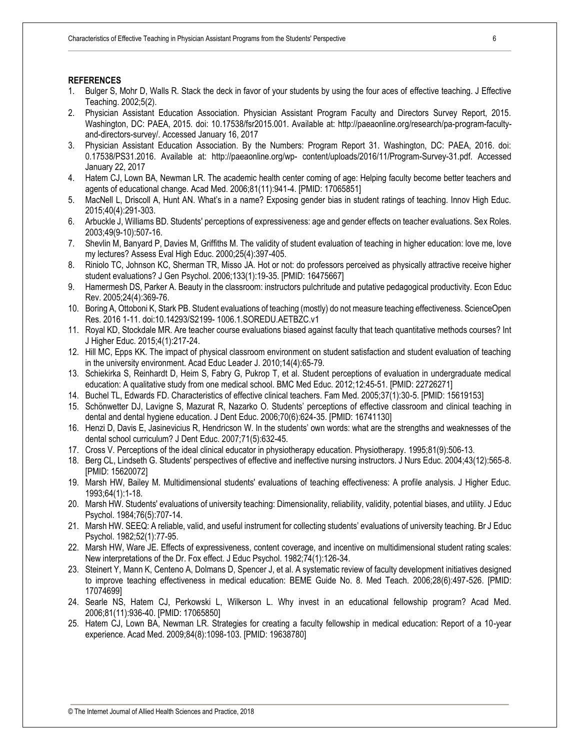## REFERENCES

1. Bulger S, Mohr D, Walls R. Stack the deck in favor of your students by using the four aces of effective teaching. J Effective Teaching. 2002;5(2).
2. Physician Assistant Education Association. Physician Assistant Program Faculty and Directors Survey Report, 2015. Washington, DC: PAEA, 2015. doi: 10.17538/fsr2015.001. Available at: http://paeaonline.org/research/pa-program-faculty-and-directors-survey/. Accessed January 16, 2017
3. Physician Assistant Education Association. By the Numbers: Program Report 31. Washington, DC: PAEA, 2016. doi: 0.17538/PS31.2016. Available at: http://paeaonline.org/wp- content/uploads/2016/11/Program-Survey-31.pdf. Accessed January 22, 2017
4. Hatem CJ, Lown BA, Newman LR. The academic health center coming of age: Helping faculty become better teachers and agents of educational change. Acad Med. 2006;81(11):941-4. [PMID: 17065851]
5. MacNell L, Driscoll A, Hunt AN. What's in a name? Exposing gender bias in student ratings of teaching. Innov High Educ. 2015;40(4):291-303.
6. Arbuckle J, Williams BD. Students' perceptions of expressiveness: age and gender effects on teacher evaluations. Sex Roles. 2003;49(9-10):507-16.
7. Shevlin M, Banyard P, Davies M, Griffiths M. The validity of student evaluation of teaching in higher education: love me, love my lectures? Assess Eval High Educ. 2000;25(4):397-405.
8. Riniolo TC, Johnson KC, Sherman TR, Misso JA. Hot or not: do professors perceived as physically attractive receive higher student evaluations? J Gen Psychol. 2006;133(1):19-35. [PMID: 16475667]
9. Hamermesh DS, Parker A. Beauty in the classroom: instructors pulchritude and putative pedagogical productivity. Econ Educ Rev. 2005;24(4):369-76.
10. Boring A, Ottoboni K, Stark PB. Student evaluations of teaching (mostly) do not measure teaching effectiveness. ScienceOpen Res. 2016 1-11. doi:10.14293/S2199- 1006.1.SOREDU.AETBZC.v1
11. Royal KD, Stockdale MR. Are teacher course evaluations biased against faculty that teach quantitative methods courses? Int J Higher Educ. 2015;4(1):217-24.
12. Hill MC, Epps KK. The impact of physical classroom environment on student satisfaction and student evaluation of teaching in the university environment. Acad Educ Leader J. 2010;14(4):65-79.
13. Schiekirka S, Reinhardt D, Heim S, Fabry G, Pukrop T, et al. Student perceptions of evaluation in undergraduate medical education: A qualitative study from one medical school. BMC Med Educ. 2012;12:45-51. [PMID: 22726271]
14. Buchel TL, Edwards FD. Characteristics of effective clinical teachers. Fam Med. 2005;37(1):30-5. [PMID: 15619153]
15. Schönwetter DJ, Lavigne S, Mazurat R, Nazarko O. Students' perceptions of effective classroom and clinical teaching in dental and dental hygiene education. J Dent Educ. 2006;70(6):624-35. [PMID: 16741130]
16. Henzi D, Davis E, Jasinevicius R, Hendricson W. In the students' own words: what are the strengths and weaknesses of the dental school curriculum? J Dent Educ. 2007;71(5):632-45.
17. Cross V. Perceptions of the ideal clinical educator in physiotherapy education. Physiotherapy. 1995;81(9):506-13.
18. Berg CL, Lindseth G. Students' perspectives of effective and ineffective nursing instructors. J Nurs Educ. 2004;43(12):565-8. [PMID: 15620072]
19. Marsh HW, Bailey M. Multidimensional students' evaluations of teaching effectiveness: A profile analysis. J Higher Educ. 1993;64(1):1-18.
20. Marsh HW. Students' evaluations of university teaching: Dimensionality, reliability, validity, potential biases, and utility. J Educ Psychol. 1984;76(5):707-14.
21. Marsh HW. SEEQ: A reliable, valid, and useful instrument for collecting students' evaluations of university teaching. Br J Educ Psychol. 1982;52(1):77-95.
22. Marsh HW, Ware JE. Effects of expressiveness, content coverage, and incentive on multidimensional student rating scales: New interpretations of the Dr. Fox effect. J Educ Psychol. 1982;74(1):126-34.
23. Steinert Y, Mann K, Centeno A, Dolmans D, Spencer J, et al. A systematic review of faculty development initiatives designed to improve teaching effectiveness in medical education: BEME Guide No. 8. Med Teach. 2006;28(6):497-526. [PMID: 17074699]
24. Searle NS, Hatem CJ, Perkowski L, Wilkerson L. Why invest in an educational fellowship program? Acad Med. 2006;81(11):936-40. [PMID: 17065850]
25. Hatem CJ, Lown BA, Newman LR. Strategies for creating a faculty fellowship in medical education: Report of a 10-year experience. Acad Med. 2009;84(8):1098-103. [PMID: 19638780]